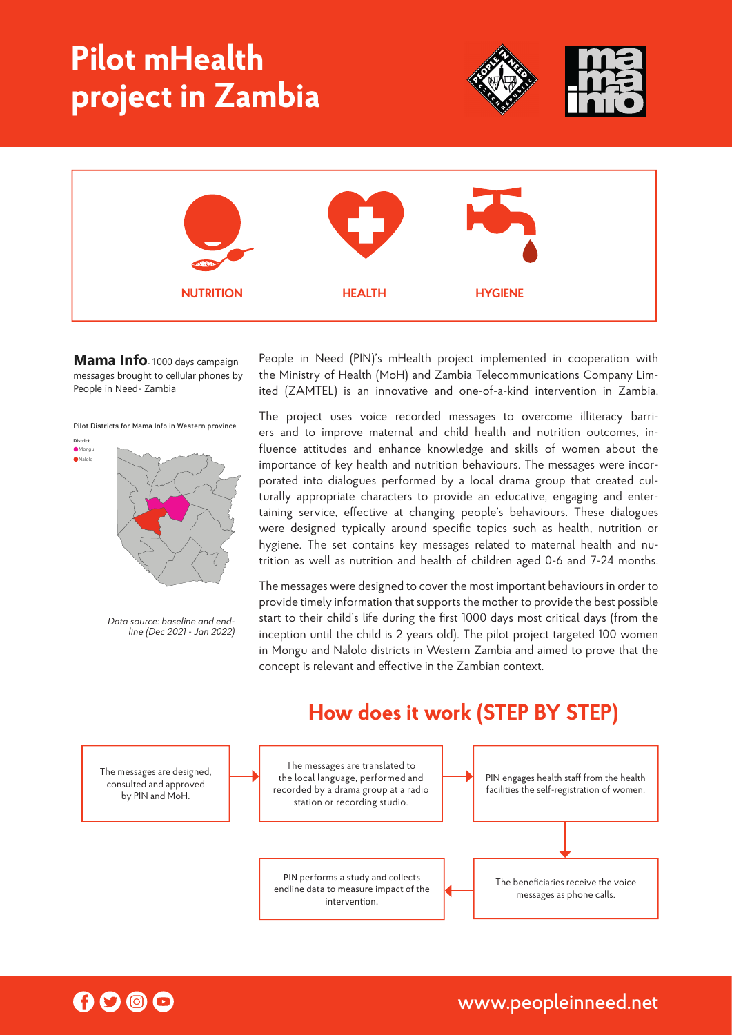# Pilot mHealth project in Zambia

NUTRITION

HEALTH

HYGIENE

**Mama Info**- 1000 days campaign messages brought to cellular phones by People in Need- Zambia

Pilot Districts for Mama Info in Western province

District
- Mongu
- Nalolo

*Data source: baseline and end-line (Dec 2021 - Jan 2022)*

People in Need (PIN)'s mHealth project implemented in cooperation with the Ministry of Health (MoH) and Zambia Telecommunications Company Limited (ZAMTEL) is an innovative and one-of-a-kind intervention in Zambia.

The project uses voice recorded messages to overcome illiteracy barriers and to improve maternal and child health and nutrition outcomes, influence attitudes and enhance knowledge and skills of women about the importance of key health and nutrition behaviours. The messages were incorporated into dialogues performed by a local drama group that created culturally appropriate characters to provide an educative, engaging and entertaining service, effective at changing people's behaviours. These dialogues were designed typically around specific topics such as health, nutrition or hygiene. The set contains key messages related to maternal health and nutrition as well as nutrition and health of children aged 0-6 and 7-24 months.

The messages were designed to cover the most important behaviours in order to provide timely information that supports the mother to provide the best possible start to their child's life during the first 1000 days most critical days (from the inception until the child is 2 years old). The pilot project targeted 100 women in Mongu and Nalolo districts in Western Zambia and aimed to prove that the concept is relevant and effective in the Zambian context.

## How does it work (STEP BY STEP)

1. The messages are designed, consulted and approved by PIN and MoH.
2. The messages are translated to the local language, performed and recorded by a drama group at a radio station or recording studio.
3. PIN engages health staff from the health facilities the self-registration of women.
4. The beneficiaries receive the voice messages as phone calls.
5. PIN performs a study and collects endline data to measure impact of the intervention.

www.peopleinneed.net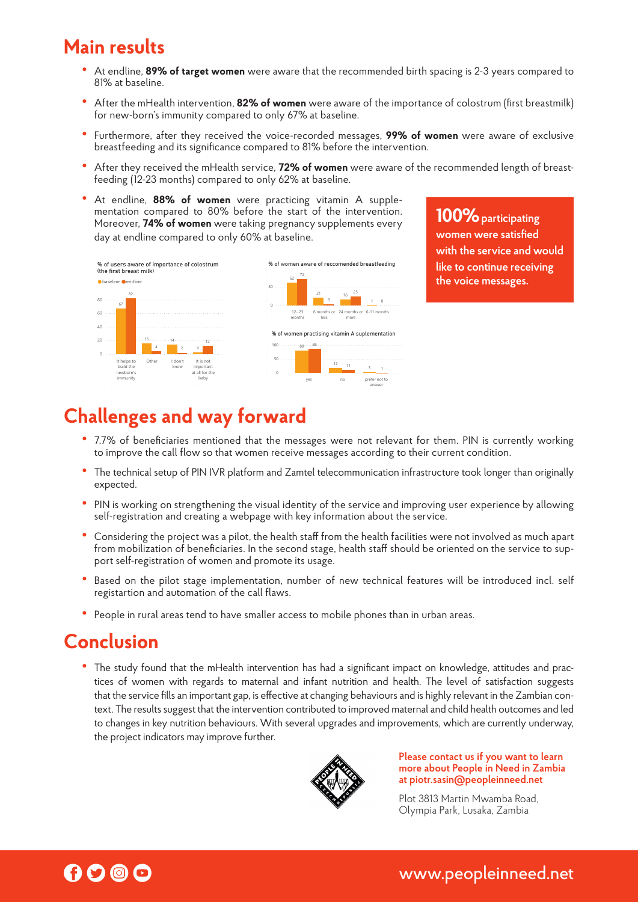## Main results

- At endline, **89% of target women** were aware that the recommended birth spacing is 2-3 years compared to 81% at baseline.
- After the mHealth intervention, **82% of women** were aware of the importance of colostrum (first breastmilk) for new-born's immunity compared to only 67% at baseline.
- Furthermore, after they received the voice-recorded messages, **99% of women** were aware of exclusive breastfeeding and its significance compared to 81% before the intervention.
- After they received the mHealth service, **72% of women** were aware of the recommended length of breastfeeding (12-23 months) compared to only 62% at baseline.
- At endline, **88% of women** were practicing vitamin A supplementation compared to 80% before the start of the intervention. Moreover, **74% of women** were taking pregnancy supplements every day at endline compared to only 60% at baseline.

**100%** participating women were satisfied with the service and would like to continue receiving the voice messages.

% of users aware of importance of colostrum (the first breast milk)
baseline endline
0 20 40 60 80
67 82
16 4
14 2
3 12
It helps to build the newborn's immunity
Other
I don't know
It is not important at all for the baby

% of women aware of reccomended breastfeeding
0 50
62 72
21 3
16 25
1 0
12- 23 months
6 months or less
24 months or more
6-11 months

% of women practising vitamin A suplementation
0 50 100
80 88
17 11
3 1
yes
no
prefer not to answer

## Challenges and way forward

- 7.7% of beneficiaries mentioned that the messages were not relevant for them. PIN is currently working to improve the call flow so that women receive messages according to their current condition.
- The technical setup of PIN IVR platform and Zamtel telecommunication infrastructure took longer than originally expected.
- PIN is working on strengthening the visual identity of the service and improving user experience by allowing self-registration and creating a webpage with key information about the service.
- Considering the project was a pilot, the health staff from the health facilities were not involved as much apart from mobilization of beneficiaries. In the second stage, health staff should be oriented on the service to support self-registration of women and promote its usage.
- Based on the pilot stage implementation, number of new technical features will be introduced incl. self registartion and automation of the call flaws.
- People in rural areas tend to have smaller access to mobile phones than in urban areas.

## Conclusion

- The study found that the mHealth intervention has had a significant impact on knowledge, attitudes and practices of women with regards to maternal and infant nutrition and health. The level of satisfaction suggests that the service fills an important gap, is effective at changing behaviours and is highly relevant in the Zambian context. The results suggest that the intervention contributed to improved maternal and child health outcomes and led to changes in key nutrition behaviours. With several upgrades and improvements, which are currently underway, the project indicators may improve further.

**Please contact us if you want to learn more about People in Need in Zambia at piotr.sasin@peopleinneed.net**

Plot 3813 Martin Mwamba Road, Olympia Park, Lusaka, Zambia

www.peopleinneed.net